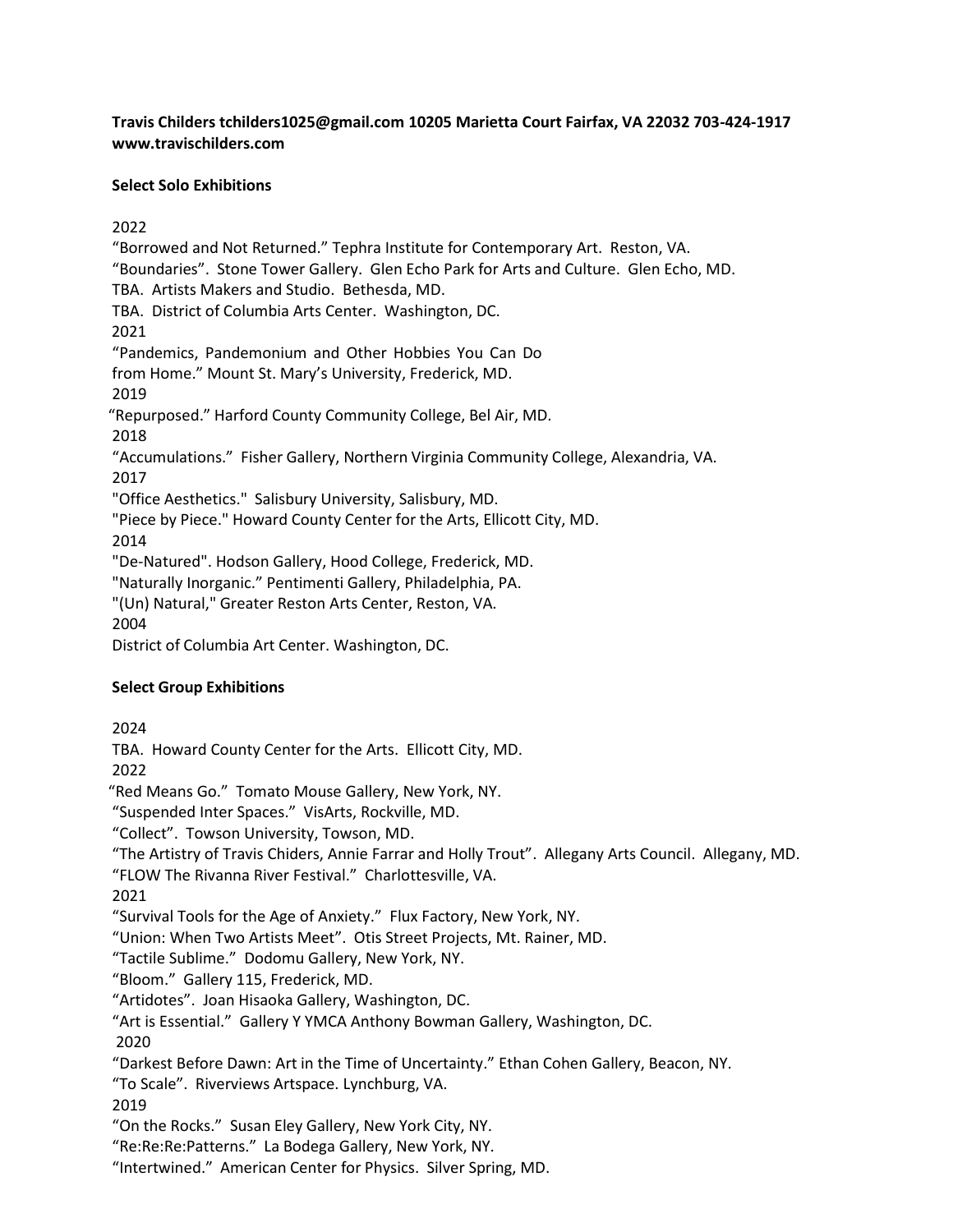**Travis Childers tchilders1025@gmail.com 10205 Marietta Court Fairfax, VA 22032 703-424-1917 www.travischilders.com**

**Select Solo Exhibitions**

2022
"Borrowed and Not Returned." Tephra Institute for Contemporary Art. Reston, VA.
"Boundaries". Stone Tower Gallery. Glen Echo Park for Arts and Culture. Glen Echo, MD.
TBA. Artists Makers and Studio. Bethesda, MD.
TBA. District of Columbia Arts Center. Washington, DC.
2021
"Pandemics, Pandemonium and Other Hobbies You Can Do from Home." Mount St. Mary's University, Frederick, MD.
2019
"Repurposed." Harford County Community College, Bel Air, MD.
2018
"Accumulations." Fisher Gallery, Northern Virginia Community College, Alexandria, VA.
2017
"Office Aesthetics." Salisbury University, Salisbury, MD.
"Piece by Piece." Howard County Center for the Arts, Ellicott City, MD.
2014
"De-Natured". Hodson Gallery, Hood College, Frederick, MD.
"Naturally Inorganic." Pentimenti Gallery, Philadelphia, PA.
"(Un) Natural," Greater Reston Arts Center, Reston, VA.
2004
District of Columbia Art Center. Washington, DC.

**Select Group Exhibitions**

2024
TBA. Howard County Center for the Arts. Ellicott City, MD.
2022
"Red Means Go." Tomato Mouse Gallery, New York, NY.
"Suspended Inter Spaces." VisArts, Rockville, MD.
"Collect". Towson University, Towson, MD.
"The Artistry of Travis Chiders, Annie Farrar and Holly Trout". Allegany Arts Council. Allegany, MD.
"FLOW The Rivanna River Festival." Charlottesville, VA.
2021
"Survival Tools for the Age of Anxiety." Flux Factory, New York, NY.
"Union: When Two Artists Meet". Otis Street Projects, Mt. Rainer, MD.
"Tactile Sublime." Dodomu Gallery, New York, NY.
"Bloom." Gallery 115, Frederick, MD.
"Artidotes". Joan Hisaoka Gallery, Washington, DC.
"Art is Essential." Gallery Y YMCA Anthony Bowman Gallery, Washington, DC.
2020
"Darkest Before Dawn: Art in the Time of Uncertainty." Ethan Cohen Gallery, Beacon, NY.
"To Scale". Riverviews Artspace. Lynchburg, VA.
2019
"On the Rocks." Susan Eley Gallery, New York City, NY.
"Re:Re:Re:Patterns." La Bodega Gallery, New York, NY.
"Intertwined." American Center for Physics. Silver Spring, MD.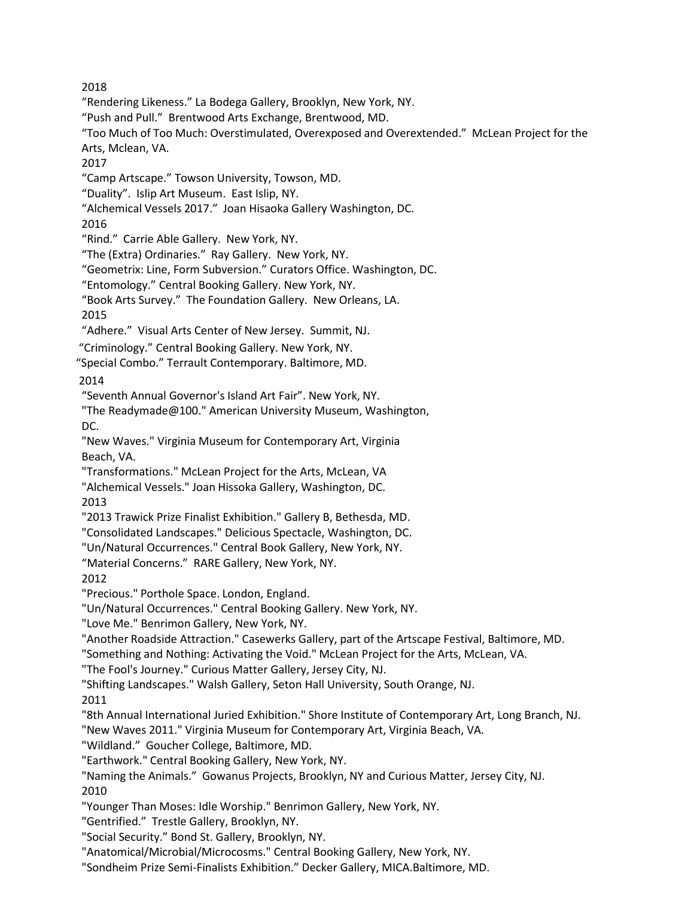2018

"Rendering Likeness." La Bodega Gallery, Brooklyn, New York, NY.

"Push and Pull." Brentwood Arts Exchange, Brentwood, MD.

"Too Much of Too Much: Overstimulated, Overexposed and Overextended." McLean Project for the Arts, Mclean, VA.

2017

"Camp Artscape." Towson University, Towson, MD.

"Duality". Islip Art Museum. East Islip, NY.

"Alchemical Vessels 2017." Joan Hisaoka Gallery Washington, DC.

2016

"Rind." Carrie Able Gallery. New York, NY.

"The (Extra) Ordinaries." Ray Gallery. New York, NY.

"Geometrix: Line, Form Subversion." Curators Office. Washington, DC.

"Entomology." Central Booking Gallery. New York, NY.

"Book Arts Survey." The Foundation Gallery. New Orleans, LA.

2015

"Adhere." Visual Arts Center of New Jersey. Summit, NJ.

"Criminology." Central Booking Gallery. New York, NY.

"Special Combo." Terrault Contemporary. Baltimore, MD.

2014

"Seventh Annual Governor's Island Art Fair". New York, NY.

"The Readymade@100." American University Museum, Washington, DC.

"New Waves." Virginia Museum for Contemporary Art, Virginia Beach, VA.

"Transformations." McLean Project for the Arts, McLean, VA

"Alchemical Vessels." Joan Hissoka Gallery, Washington, DC.

2013

"2013 Trawick Prize Finalist Exhibition." Gallery B, Bethesda, MD.

"Consolidated Landscapes." Delicious Spectacle, Washington, DC.

"Un/Natural Occurrences." Central Book Gallery, New York, NY.

"Material Concerns." RARE Gallery, New York, NY.

2012

"Precious." Porthole Space. London, England.

"Un/Natural Occurrences." Central Booking Gallery. New York, NY.

"Love Me." Benrimon Gallery, New York, NY.

"Another Roadside Attraction." Casewerks Gallery, part of the Artscape Festival, Baltimore, MD.

"Something and Nothing: Activating the Void." McLean Project for the Arts, McLean, VA.

"The Fool's Journey." Curious Matter Gallery, Jersey City, NJ.

"Shifting Landscapes." Walsh Gallery, Seton Hall University, South Orange, NJ.

2011

"8th Annual International Juried Exhibition." Shore Institute of Contemporary Art, Long Branch, NJ.

"New Waves 2011." Virginia Museum for Contemporary Art, Virginia Beach, VA.

"Wildland." Goucher College, Baltimore, MD.

"Earthwork." Central Booking Gallery, New York, NY.

"Naming the Animals." Gowanus Projects, Brooklyn, NY and Curious Matter, Jersey City, NJ.

2010

"Younger Than Moses: Idle Worship." Benrimon Gallery, New York, NY.

"Gentrified." Trestle Gallery, Brooklyn, NY.

"Social Security." Bond St. Gallery, Brooklyn, NY.

"Anatomical/Microbial/Microcosms." Central Booking Gallery, New York, NY.

"Sondheim Prize Semi-Finalists Exhibition." Decker Gallery, MICA.Baltimore, MD.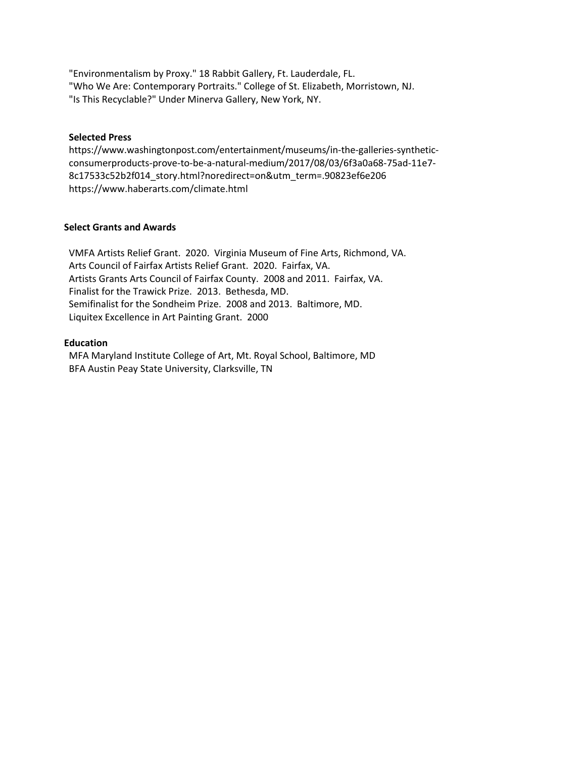"Environmentalism by Proxy." 18 Rabbit Gallery, Ft. Lauderdale, FL.
"Who We Are: Contemporary Portraits." College of St. Elizabeth, Morristown, NJ.
"Is This Recyclable?" Under Minerva Gallery, New York, NY.

### Selected Press

https://www.washingtonpost.com/entertainment/museums/in-the-galleries-synthetic-consumerproducts-prove-to-be-a-natural-medium/2017/08/03/6f3a0a68-75ad-11e7-8c17533c52b2f014_story.html?noredirect=on&utm_term=.90823ef6e206
https://www.haberarts.com/climate.html

### Select Grants and Awards

VMFA Artists Relief Grant. 2020. Virginia Museum of Fine Arts, Richmond, VA.
Arts Council of Fairfax Artists Relief Grant. 2020. Fairfax, VA.
Artists Grants Arts Council of Fairfax County. 2008 and 2011. Fairfax, VA.
Finalist for the Trawick Prize. 2013. Bethesda, MD.
Semifinalist for the Sondheim Prize. 2008 and 2013. Baltimore, MD.
Liquitex Excellence in Art Painting Grant. 2000

### Education

MFA Maryland Institute College of Art, Mt. Royal School, Baltimore, MD
BFA Austin Peay State University, Clarksville, TN